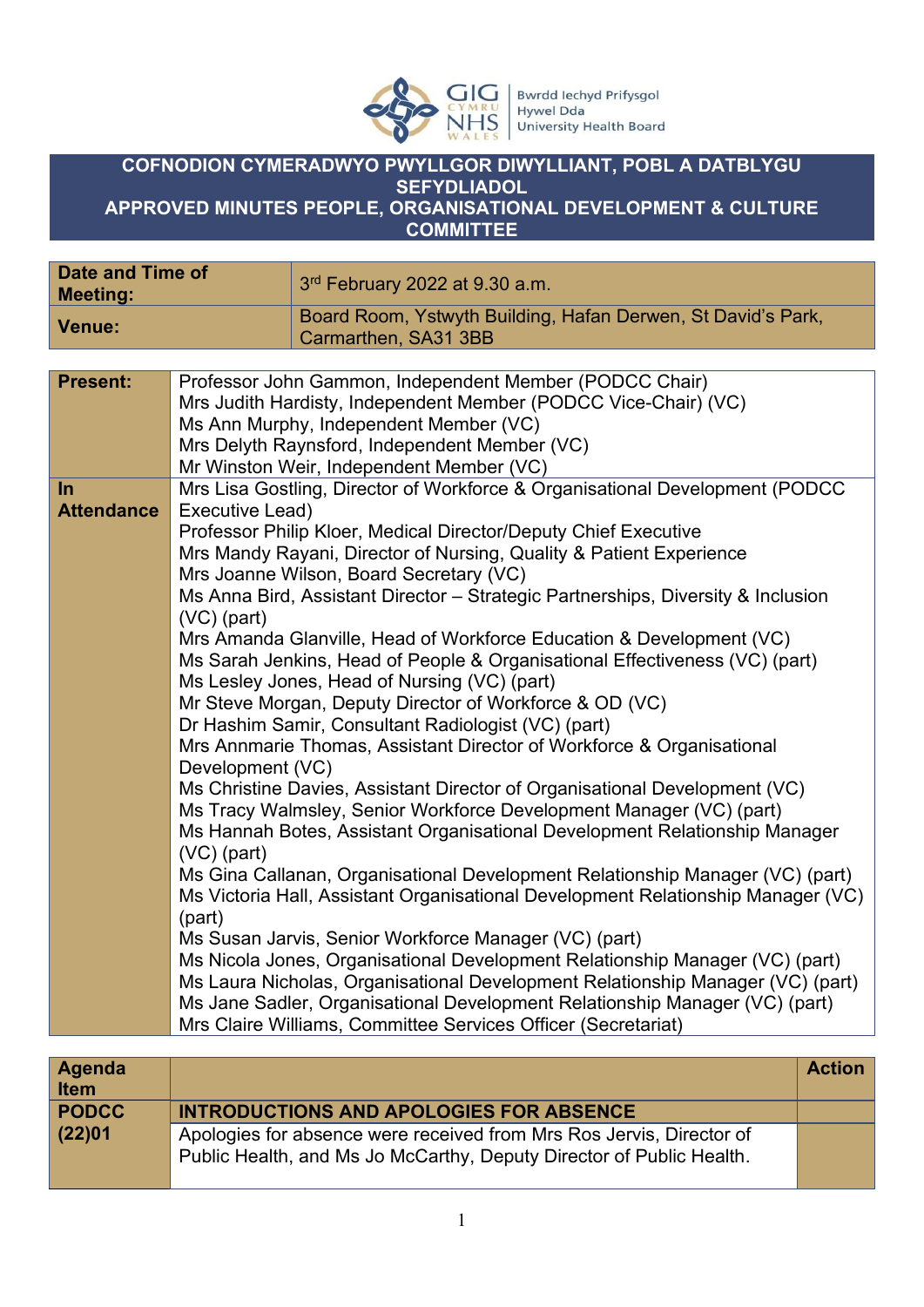# COFNODION CYMERADWYO PWYLLGOR DIWYLLIANT, POBL A DATBLYGU SEFYDLIADOL

# APPROVED MINUTES PEOPLE, ORGANISATIONAL DEVELOPMENT & CULTURE COMMITTEE

| Date and Time of Meeting: | 3rd February 2022 at 9.30 a.m. |
|---|---|
| Venue: | Board Room, Ystwyth Building, Hafan Derwen, St David's Park, Carmarthen, SA31 3BB |

| | |
|---|---|
| **Present:** | Professor John Gammon, Independent Member (PODCC Chair)<br>Mrs Judith Hardisty, Independent Member (PODCC Vice-Chair) (VC)<br>Ms Ann Murphy, Independent Member (VC)<br>Mrs Delyth Raynsford, Independent Member (VC)<br>Mr Winston Weir, Independent Member (VC) |
| **In Attendance** | Mrs Lisa Gostling, Director of Workforce & Organisational Development (PODCC Executive Lead)<br>Professor Philip Kloer, Medical Director/Deputy Chief Executive<br>Mrs Mandy Rayani, Director of Nursing, Quality & Patient Experience<br>Mrs Joanne Wilson, Board Secretary (VC)<br>Ms Anna Bird, Assistant Director – Strategic Partnerships, Diversity & Inclusion (VC) (part)<br>Mrs Amanda Glanville, Head of Workforce Education & Development (VC)<br>Ms Sarah Jenkins, Head of People & Organisational Effectiveness (VC) (part)<br>Ms Lesley Jones, Head of Nursing (VC) (part)<br>Mr Steve Morgan, Deputy Director of Workforce & OD (VC)<br>Dr Hashim Samir, Consultant Radiologist (VC) (part)<br>Mrs Annmarie Thomas, Assistant Director of Workforce & Organisational Development (VC)<br>Ms Christine Davies, Assistant Director of Organisational Development (VC)<br>Ms Tracy Walmsley, Senior Workforce Development Manager (VC) (part)<br>Ms Hannah Botes, Assistant Organisational Development Relationship Manager (VC) (part)<br>Ms Gina Callanan, Organisational Development Relationship Manager (VC) (part)<br>Ms Victoria Hall, Assistant Organisational Development Relationship Manager (VC) (part)<br>Ms Susan Jarvis, Senior Workforce Manager (VC) (part)<br>Ms Nicola Jones, Organisational Development Relationship Manager (VC) (part)<br>Ms Laura Nicholas, Organisational Development Relationship Manager (VC) (part)<br>Ms Jane Sadler, Organisational Development Relationship Manager (VC) (part)<br>Mrs Claire Williams, Committee Services Officer (Secretariat) |

| Agenda Item | | Action |
|---|---|---|
| **PODCC (22)01** | **INTRODUCTIONS AND APOLOGIES FOR ABSENCE** | |
| | Apologies for absence were received from Mrs Ros Jervis, Director of Public Health, and Ms Jo McCarthy, Deputy Director of Public Health. | |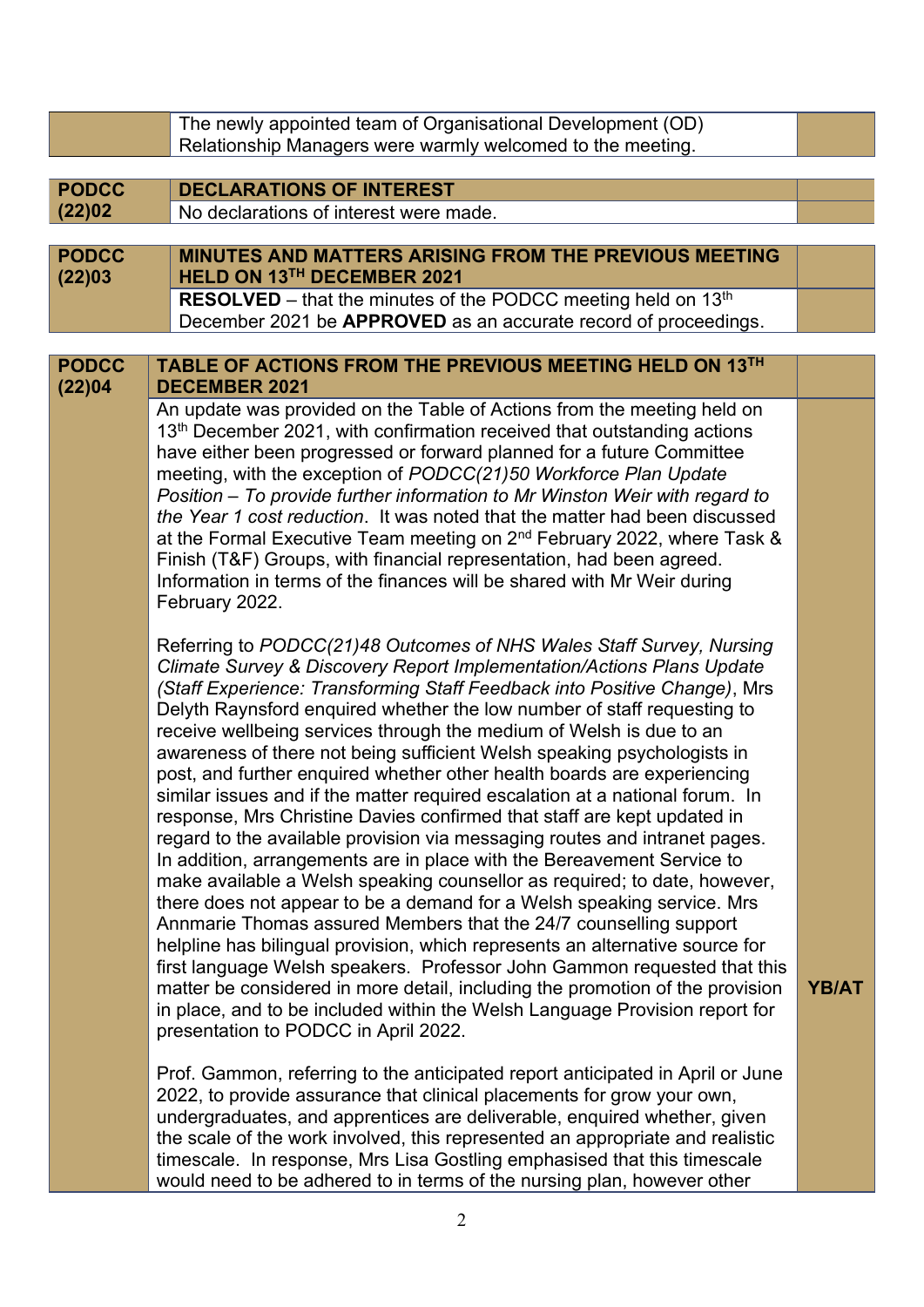| | | |
|---|---|---|
| | The newly appointed team of Organisational Development (OD) Relationship Managers were warmly welcomed to the meeting. | |

| | | |
|---|---|---|
| **PODCC (22)02** | **DECLARATIONS OF INTEREST** | |
| | No declarations of interest were made. | |

| | | |
|---|---|---|
| **PODCC (22)03** | **MINUTES AND MATTERS ARISING FROM THE PREVIOUS MEETING HELD ON 13TH DECEMBER 2021** | |
| | **RESOLVED** – that the minutes of the PODCC meeting held on 13th December 2021 be **APPROVED** as an accurate record of proceedings. | |

| | | |
|---|---|---|
| **PODCC (22)04** | **TABLE OF ACTIONS FROM THE PREVIOUS MEETING HELD ON 13TH DECEMBER 2021** | |
| | An update was provided on the Table of Actions from the meeting held on 13th December 2021, with confirmation received that outstanding actions have either been progressed or forward planned for a future Committee meeting, with the exception of *PODCC(21)50 Workforce Plan Update Position – To provide further information to Mr Winston Weir with regard to the Year 1 cost reduction*. It was noted that the matter had been discussed at the Formal Executive Team meeting on 2nd February 2022, where Task & Finish (T&F) Groups, with financial representation, had been agreed. Information in terms of the finances will be shared with Mr Weir during February 2022.<br><br>Referring to *PODCC(21)48 Outcomes of NHS Wales Staff Survey, Nursing Climate Survey & Discovery Report Implementation/Actions Plans Update (Staff Experience: Transforming Staff Feedback into Positive Change)*, Mrs Delyth Raynsford enquired whether the low number of staff requesting to receive wellbeing services through the medium of Welsh is due to an awareness of there not being sufficient Welsh speaking psychologists in post, and further enquired whether other health boards are experiencing similar issues and if the matter required escalation at a national forum. In response, Mrs Christine Davies confirmed that staff are kept updated in regard to the available provision via messaging routes and intranet pages. In addition, arrangements are in place with the Bereavement Service to make available a Welsh speaking counsellor as required; to date, however, there does not appear to be a demand for a Welsh speaking service. Mrs Annmarie Thomas assured Members that the 24/7 counselling support helpline has bilingual provision, which represents an alternative source for first language Welsh speakers. Professor John Gammon requested that this matter be considered in more detail, including the promotion of the provision in place, and to be included within the Welsh Language Provision report for presentation to PODCC in April 2022.<br><br>Prof. Gammon, referring to the anticipated report anticipated in April or June 2022, to provide assurance that clinical placements for grow your own, undergraduates, and apprentices are deliverable, enquired whether, given the scale of the work involved, this represented an appropriate and realistic timescale. In response, Mrs Lisa Gostling emphasised that this timescale would need to be adhered to in terms of the nursing plan, however other | **YB/AT** |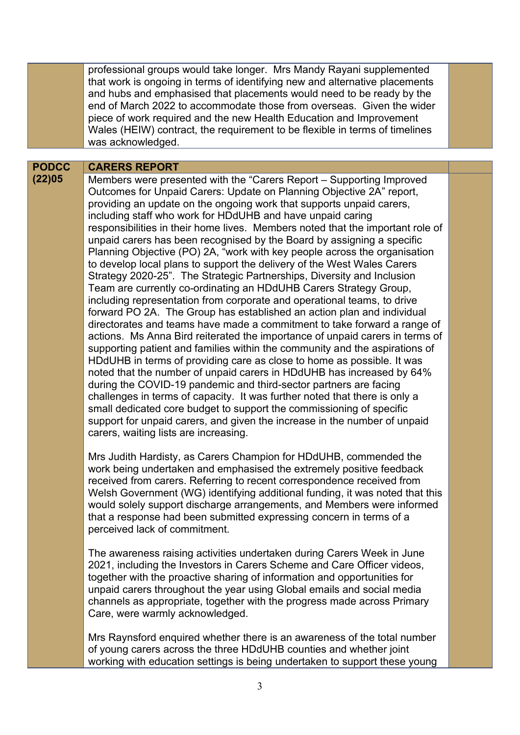| | | |
|---|---|---|
| | professional groups would take longer. Mrs Mandy Rayani supplemented that work is ongoing in terms of identifying new and alternative placements and hubs and emphasised that placements would need to be ready by the end of March 2022 to accommodate those from overseas. Given the wider piece of work required and the new Health Education and Improvement Wales (HEIW) contract, the requirement to be flexible in terms of timelines was acknowledged. | |

| | | |
|---|---|---|
| **PODCC (22)05** | **CARERS REPORT** | |
| | Members were presented with the "Carers Report – Supporting Improved Outcomes for Unpaid Carers: Update on Planning Objective 2A" report, providing an update on the ongoing work that supports unpaid carers, including staff who work for HDdUHB and have unpaid caring responsibilities in their home lives. Members noted that the important role of unpaid carers has been recognised by the Board by assigning a specific Planning Objective (PO) 2A, "work with key people across the organisation to develop local plans to support the delivery of the West Wales Carers Strategy 2020-25". The Strategic Partnerships, Diversity and Inclusion Team are currently co-ordinating an HDdUHB Carers Strategy Group, including representation from corporate and operational teams, to drive forward PO 2A. The Group has established an action plan and individual directorates and teams have made a commitment to take forward a range of actions. Ms Anna Bird reiterated the importance of unpaid carers in terms of supporting patient and families within the community and the aspirations of HDdUHB in terms of providing care as close to home as possible. It was noted that the number of unpaid carers in HDdUHB has increased by 64% during the COVID-19 pandemic and third-sector partners are facing challenges in terms of capacity. It was further noted that there is only a small dedicated core budget to support the commissioning of specific support for unpaid carers, and given the increase in the number of unpaid carers, waiting lists are increasing.<br><br>Mrs Judith Hardisty, as Carers Champion for HDdUHB, commended the work being undertaken and emphasised the extremely positive feedback received from carers. Referring to recent correspondence received from Welsh Government (WG) identifying additional funding, it was noted that this would solely support discharge arrangements, and Members were informed that a response had been submitted expressing concern in terms of a perceived lack of commitment.<br><br>The awareness raising activities undertaken during Carers Week in June 2021, including the Investors in Carers Scheme and Care Officer videos, together with the proactive sharing of information and opportunities for unpaid carers throughout the year using Global emails and social media channels as appropriate, together with the progress made across Primary Care, were warmly acknowledged.<br><br>Mrs Raynsford enquired whether there is an awareness of the total number of young carers across the three HDdUHB counties and whether joint working with education settings is being undertaken to support these young | |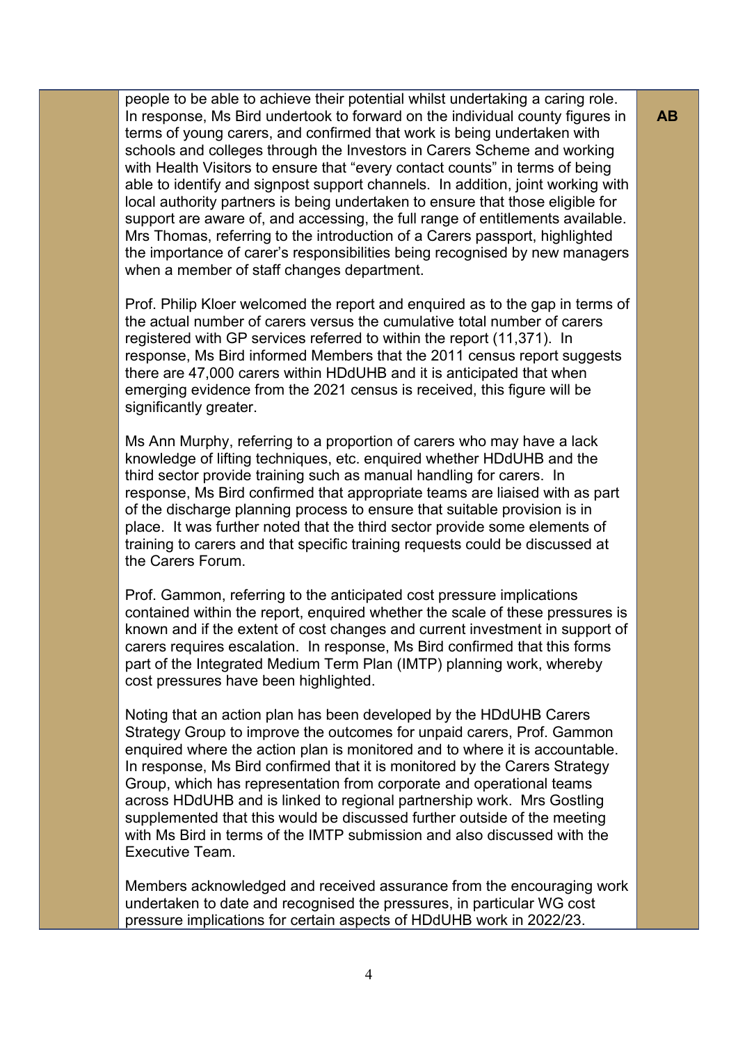| | | |
|---|---|---|
| | people to be able to achieve their potential whilst undertaking a caring role. In response, Ms Bird undertook to forward on the individual county figures in terms of young carers, and confirmed that work is being undertaken with schools and colleges through the Investors in Carers Scheme and working with Health Visitors to ensure that "every contact counts" in terms of being able to identify and signpost support channels. In addition, joint working with local authority partners is being undertaken to ensure that those eligible for support are aware of, and accessing, the full range of entitlements available. Mrs Thomas, referring to the introduction of a Carers passport, highlighted the importance of carer's responsibilities being recognised by new managers when a member of staff changes department.<br><br>Prof. Philip Kloer welcomed the report and enquired as to the gap in terms of the actual number of carers versus the cumulative total number of carers registered with GP services referred to within the report (11,371). In response, Ms Bird informed Members that the 2011 census report suggests there are 47,000 carers within HDdUHB and it is anticipated that when emerging evidence from the 2021 census is received, this figure will be significantly greater.<br><br>Ms Ann Murphy, referring to a proportion of carers who may have a lack knowledge of lifting techniques, etc. enquired whether HDdUHB and the third sector provide training such as manual handling for carers. In response, Ms Bird confirmed that appropriate teams are liaised with as part of the discharge planning process to ensure that suitable provision is in place. It was further noted that the third sector provide some elements of training to carers and that specific training requests could be discussed at the Carers Forum.<br><br>Prof. Gammon, referring to the anticipated cost pressure implications contained within the report, enquired whether the scale of these pressures is known and if the extent of cost changes and current investment in support of carers requires escalation. In response, Ms Bird confirmed that this forms part of the Integrated Medium Term Plan (IMTP) planning work, whereby cost pressures have been highlighted.<br><br>Noting that an action plan has been developed by the HDdUHB Carers Strategy Group to improve the outcomes for unpaid carers, Prof. Gammon enquired where the action plan is monitored and to where it is accountable. In response, Ms Bird confirmed that it is monitored by the Carers Strategy Group, which has representation from corporate and operational teams across HDdUHB and is linked to regional partnership work. Mrs Gostling supplemented that this would be discussed further outside of the meeting with Ms Bird in terms of the IMTP submission and also discussed with the Executive Team.<br><br>Members acknowledged and received assurance from the encouraging work undertaken to date and recognised the pressures, in particular WG cost pressure implications for certain aspects of HDdUHB work in 2022/23. | **AB** |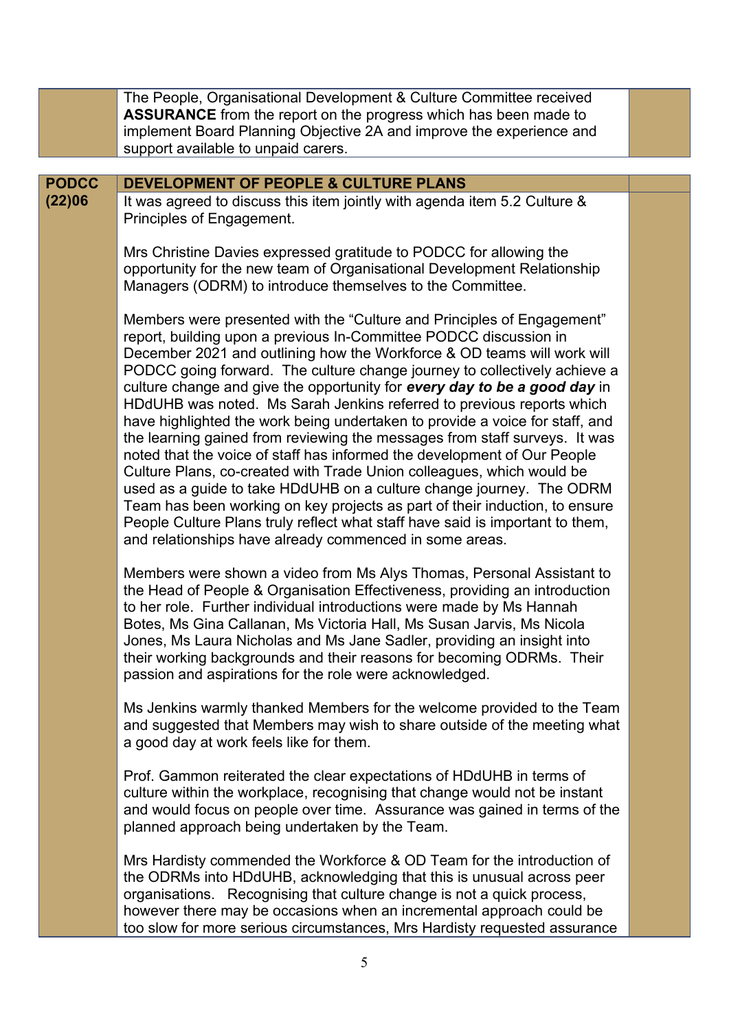| | | |
|---|---|---|
| | The People, Organisational Development & Culture Committee received **ASSURANCE** from the report on the progress which has been made to implement Board Planning Objective 2A and improve the experience and support available to unpaid carers. | |

| | | |
|---|---|---|
| **PODCC (22)06** | **DEVELOPMENT OF PEOPLE & CULTURE PLANS** | |
| | It was agreed to discuss this item jointly with agenda item 5.2 Culture & Principles of Engagement.<br><br>Mrs Christine Davies expressed gratitude to PODCC for allowing the opportunity for the new team of Organisational Development Relationship Managers (ODRM) to introduce themselves to the Committee.<br><br>Members were presented with the "Culture and Principles of Engagement" report, building upon a previous In-Committee PODCC discussion in December 2021 and outlining how the Workforce & OD teams will work will PODCC going forward. The culture change journey to collectively achieve a culture change and give the opportunity for ***every day to be a good day*** in HDdUHB was noted. Ms Sarah Jenkins referred to previous reports which have highlighted the work being undertaken to provide a voice for staff, and the learning gained from reviewing the messages from staff surveys. It was noted that the voice of staff has informed the development of Our People Culture Plans, co-created with Trade Union colleagues, which would be used as a guide to take HDdUHB on a culture change journey. The ODRM Team has been working on key projects as part of their induction, to ensure People Culture Plans truly reflect what staff have said is important to them, and relationships have already commenced in some areas.<br><br>Members were shown a video from Ms Alys Thomas, Personal Assistant to the Head of People & Organisation Effectiveness, providing an introduction to her role. Further individual introductions were made by Ms Hannah Botes, Ms Gina Callanan, Ms Victoria Hall, Ms Susan Jarvis, Ms Nicola Jones, Ms Laura Nicholas and Ms Jane Sadler, providing an insight into their working backgrounds and their reasons for becoming ODRMs. Their passion and aspirations for the role were acknowledged.<br><br>Ms Jenkins warmly thanked Members for the welcome provided to the Team and suggested that Members may wish to share outside of the meeting what a good day at work feels like for them.<br><br>Prof. Gammon reiterated the clear expectations of HDdUHB in terms of culture within the workplace, recognising that change would not be instant and would focus on people over time. Assurance was gained in terms of the planned approach being undertaken by the Team.<br><br>Mrs Hardisty commended the Workforce & OD Team for the introduction of the ODRMs into HDdUHB, acknowledging that this is unusual across peer organisations. Recognising that culture change is not a quick process, however there may be occasions when an incremental approach could be too slow for more serious circumstances, Mrs Hardisty requested assurance | |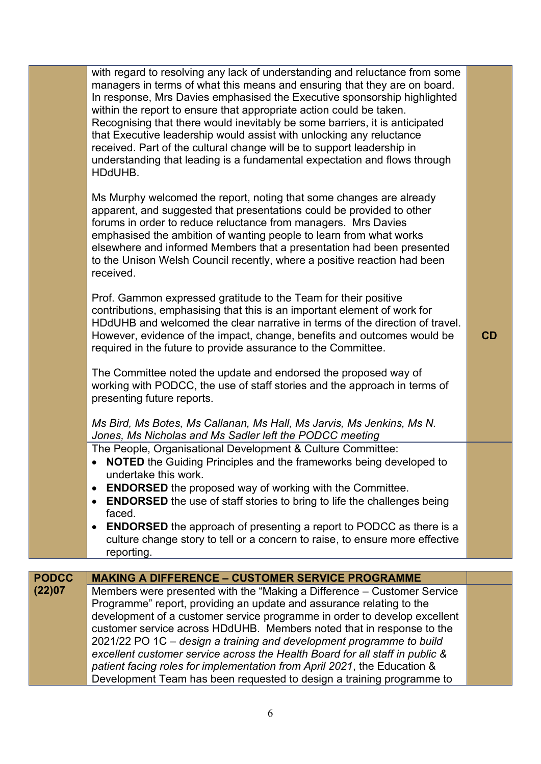| | | |
|---|---|---|
| | with regard to resolving any lack of understanding and reluctance from some managers in terms of what this means and ensuring that they are on board. In response, Mrs Davies emphasised the Executive sponsorship highlighted within the report to ensure that appropriate action could be taken. Recognising that there would inevitably be some barriers, it is anticipated that Executive leadership would assist with unlocking any reluctance received. Part of the cultural change will be to support leadership in understanding that leading is a fundamental expectation and flows through HDdUHB.<br><br>Ms Murphy welcomed the report, noting that some changes are already apparent, and suggested that presentations could be provided to other forums in order to reduce reluctance from managers. Mrs Davies emphasised the ambition of wanting people to learn from what works elsewhere and informed Members that a presentation had been presented to the Unison Welsh Council recently, where a positive reaction had been received.<br><br>Prof. Gammon expressed gratitude to the Team for their positive contributions, emphasising that this is an important element of work for HDdUHB and welcomed the clear narrative in terms of the direction of travel. However, evidence of the impact, change, benefits and outcomes would be required in the future to provide assurance to the Committee.<br><br>The Committee noted the update and endorsed the proposed way of working with PODCC, the use of staff stories and the approach in terms of presenting future reports.<br><br>*Ms Bird, Ms Botes, Ms Callanan, Ms Hall, Ms Jarvis, Ms Jenkins, Ms N. Jones, Ms Nicholas and Ms Sadler left the PODCC meeting* | **CD** |
| | The People, Organisational Development & Culture Committee:<br>• **NOTED** the Guiding Principles and the frameworks being developed to undertake this work.<br>• **ENDORSED** the proposed way of working with the Committee.<br>• **ENDORSED** the use of staff stories to bring to life the challenges being faced.<br>• **ENDORSED** the approach of presenting a report to PODCC as there is a culture change story to tell or a concern to raise, to ensure more effective reporting. | |

| | | |
|---|---|---|
| **PODCC (22)07** | **MAKING A DIFFERENCE – CUSTOMER SERVICE PROGRAMME** | |
| | Members were presented with the "Making a Difference – Customer Service Programme" report, providing an update and assurance relating to the development of a customer service programme in order to develop excellent customer service across HDdUHB. Members noted that in response to the 2021/22 PO 1C – *design a training and development programme to build excellent customer service across the Health Board for all staff in public & patient facing roles for implementation from April 2021*, the Education & Development Team has been requested to design a training programme to | |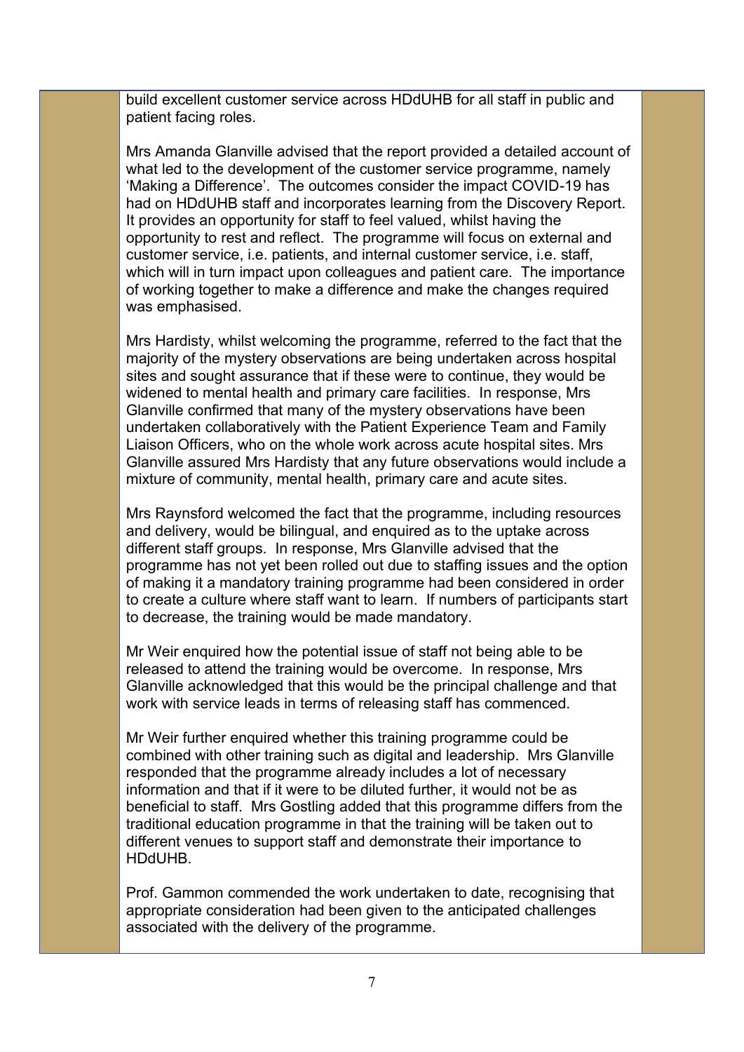build excellent customer service across HDdUHB for all staff in public and patient facing roles.

Mrs Amanda Glanville advised that the report provided a detailed account of what led to the development of the customer service programme, namely 'Making a Difference'. The outcomes consider the impact COVID-19 has had on HDdUHB staff and incorporates learning from the Discovery Report. It provides an opportunity for staff to feel valued, whilst having the opportunity to rest and reflect. The programme will focus on external and customer service, i.e. patients, and internal customer service, i.e. staff, which will in turn impact upon colleagues and patient care. The importance of working together to make a difference and make the changes required was emphasised.

Mrs Hardisty, whilst welcoming the programme, referred to the fact that the majority of the mystery observations are being undertaken across hospital sites and sought assurance that if these were to continue, they would be widened to mental health and primary care facilities. In response, Mrs Glanville confirmed that many of the mystery observations have been undertaken collaboratively with the Patient Experience Team and Family Liaison Officers, who on the whole work across acute hospital sites. Mrs Glanville assured Mrs Hardisty that any future observations would include a mixture of community, mental health, primary care and acute sites.

Mrs Raynsford welcomed the fact that the programme, including resources and delivery, would be bilingual, and enquired as to the uptake across different staff groups. In response, Mrs Glanville advised that the programme has not yet been rolled out due to staffing issues and the option of making it a mandatory training programme had been considered in order to create a culture where staff want to learn. If numbers of participants start to decrease, the training would be made mandatory.

Mr Weir enquired how the potential issue of staff not being able to be released to attend the training would be overcome. In response, Mrs Glanville acknowledged that this would be the principal challenge and that work with service leads in terms of releasing staff has commenced.

Mr Weir further enquired whether this training programme could be combined with other training such as digital and leadership. Mrs Glanville responded that the programme already includes a lot of necessary information and that if it were to be diluted further, it would not be as beneficial to staff. Mrs Gostling added that this programme differs from the traditional education programme in that the training will be taken out to different venues to support staff and demonstrate their importance to HDdUHB.

Prof. Gammon commended the work undertaken to date, recognising that appropriate consideration had been given to the anticipated challenges associated with the delivery of the programme.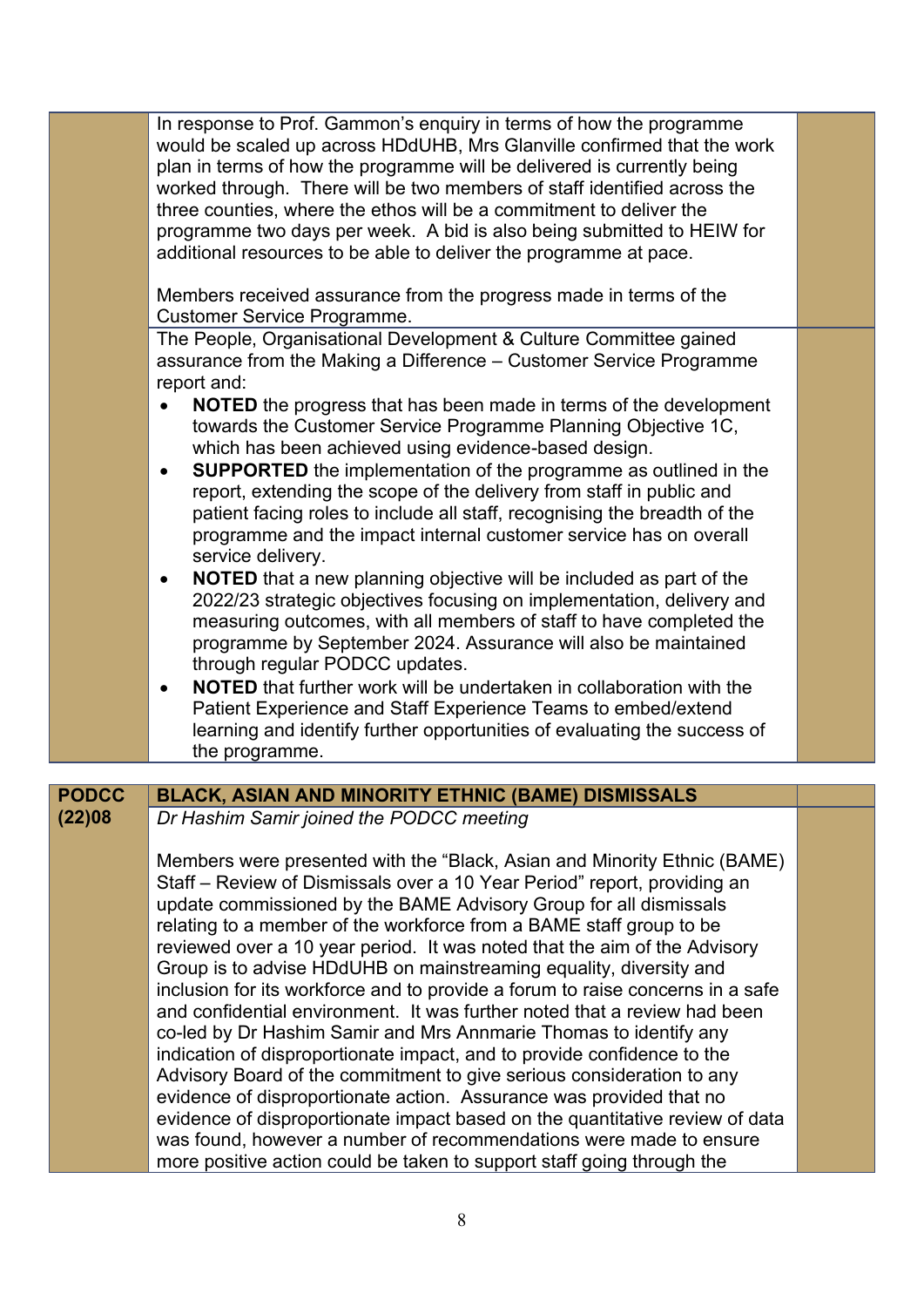| | | |
|---|---|---|
| | In response to Prof. Gammon's enquiry in terms of how the programme would be scaled up across HDdUHB, Mrs Glanville confirmed that the work plan in terms of how the programme will be delivered is currently being worked through. There will be two members of staff identified across the three counties, where the ethos will be a commitment to deliver the programme two days per week. A bid is also being submitted to HEIW for additional resources to be able to deliver the programme at pace.<br><br>Members received assurance from the progress made in terms of the Customer Service Programme. | |
| | The People, Organisational Development & Culture Committee gained assurance from the Making a Difference – Customer Service Programme report and:<br>• **NOTED** the progress that has been made in terms of the development towards the Customer Service Programme Planning Objective 1C, which has been achieved using evidence-based design.<br>• **SUPPORTED** the implementation of the programme as outlined in the report, extending the scope of the delivery from staff in public and patient facing roles to include all staff, recognising the breadth of the programme and the impact internal customer service has on overall service delivery.<br>• **NOTED** that a new planning objective will be included as part of the 2022/23 strategic objectives focusing on implementation, delivery and measuring outcomes, with all members of staff to have completed the programme by September 2024. Assurance will also be maintained through regular PODCC updates.<br>• **NOTED** that further work will be undertaken in collaboration with the Patient Experience and Staff Experience Teams to embed/extend learning and identify further opportunities of evaluating the success of the programme. | |

| **PODCC (22)08** | **BLACK, ASIAN AND MINORITY ETHNIC (BAME) DISMISSALS** | |
|---|---|---|
| | *Dr Hashim Samir joined the PODCC meeting*<br><br>Members were presented with the "Black, Asian and Minority Ethnic (BAME) Staff – Review of Dismissals over a 10 Year Period" report, providing an update commissioned by the BAME Advisory Group for all dismissals relating to a member of the workforce from a BAME staff group to be reviewed over a 10 year period. It was noted that the aim of the Advisory Group is to advise HDdUHB on mainstreaming equality, diversity and inclusion for its workforce and to provide a forum to raise concerns in a safe and confidential environment. It was further noted that a review had been co-led by Dr Hashim Samir and Mrs Annmarie Thomas to identify any indication of disproportionate impact, and to provide confidence to the Advisory Board of the commitment to give serious consideration to any evidence of disproportionate action. Assurance was provided that no evidence of disproportionate impact based on the quantitative review of data was found, however a number of recommendations were made to ensure more positive action could be taken to support staff going through the | |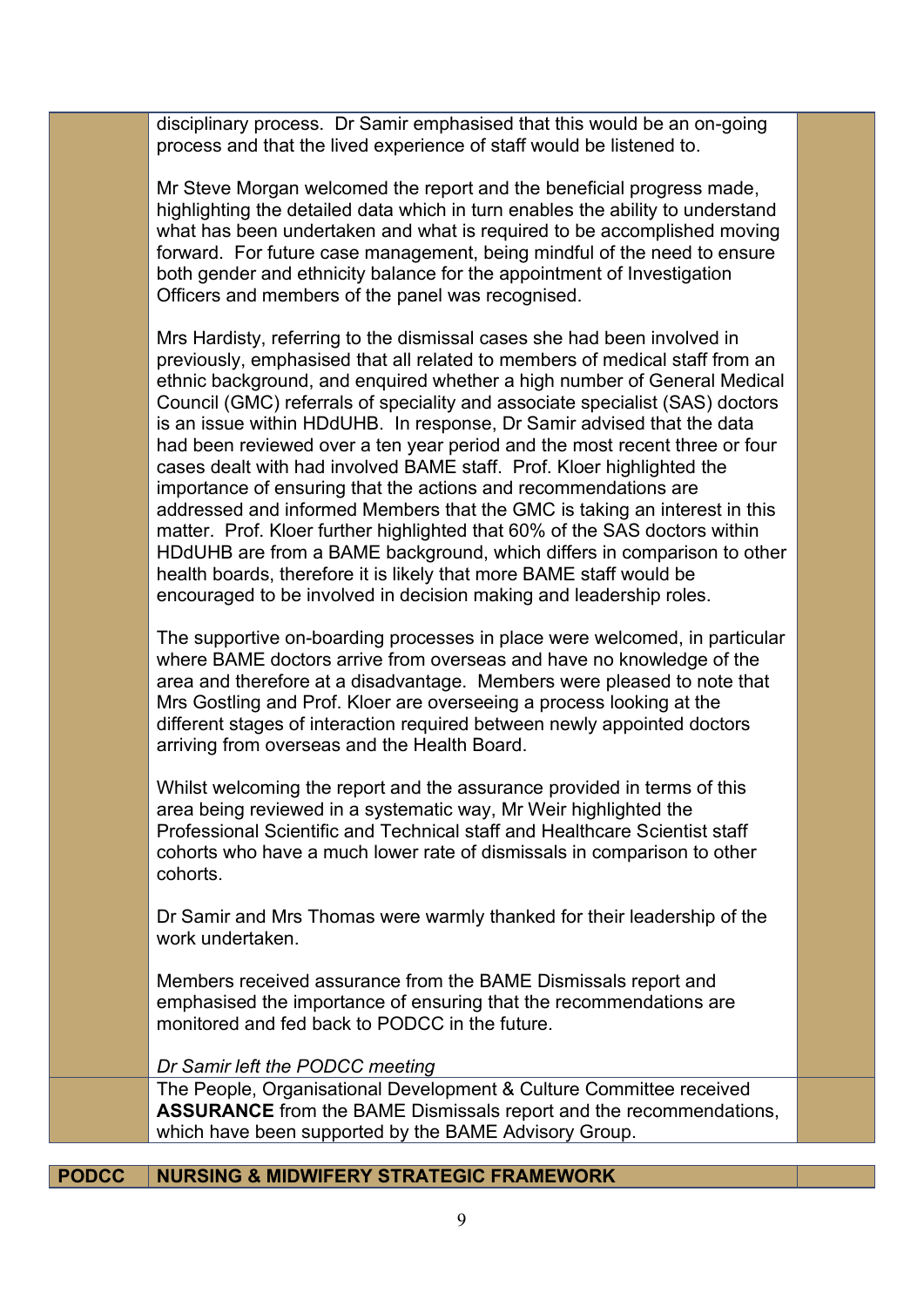disciplinary process. Dr Samir emphasised that this would be an on-going process and that the lived experience of staff would be listened to.

Mr Steve Morgan welcomed the report and the beneficial progress made, highlighting the detailed data which in turn enables the ability to understand what has been undertaken and what is required to be accomplished moving forward. For future case management, being mindful of the need to ensure both gender and ethnicity balance for the appointment of Investigation Officers and members of the panel was recognised.

Mrs Hardisty, referring to the dismissal cases she had been involved in previously, emphasised that all related to members of medical staff from an ethnic background, and enquired whether a high number of General Medical Council (GMC) referrals of speciality and associate specialist (SAS) doctors is an issue within HDdUHB. In response, Dr Samir advised that the data had been reviewed over a ten year period and the most recent three or four cases dealt with had involved BAME staff. Prof. Kloer highlighted the importance of ensuring that the actions and recommendations are addressed and informed Members that the GMC is taking an interest in this matter. Prof. Kloer further highlighted that 60% of the SAS doctors within HDdUHB are from a BAME background, which differs in comparison to other health boards, therefore it is likely that more BAME staff would be encouraged to be involved in decision making and leadership roles.

The supportive on-boarding processes in place were welcomed, in particular where BAME doctors arrive from overseas and have no knowledge of the area and therefore at a disadvantage. Members were pleased to note that Mrs Gostling and Prof. Kloer are overseeing a process looking at the different stages of interaction required between newly appointed doctors arriving from overseas and the Health Board.

Whilst welcoming the report and the assurance provided in terms of this area being reviewed in a systematic way, Mr Weir highlighted the Professional Scientific and Technical staff and Healthcare Scientist staff cohorts who have a much lower rate of dismissals in comparison to other cohorts.

Dr Samir and Mrs Thomas were warmly thanked for their leadership of the work undertaken.

Members received assurance from the BAME Dismissals report and emphasised the importance of ensuring that the recommendations are monitored and fed back to PODCC in the future.

*Dr Samir left the PODCC meeting*

The People, Organisational Development & Culture Committee received **ASSURANCE** from the BAME Dismissals report and the recommendations, which have been supported by the BAME Advisory Group.

| **PODCC** | **NURSING & MIDWIFERY STRATEGIC FRAMEWORK** | |
|---|---|---|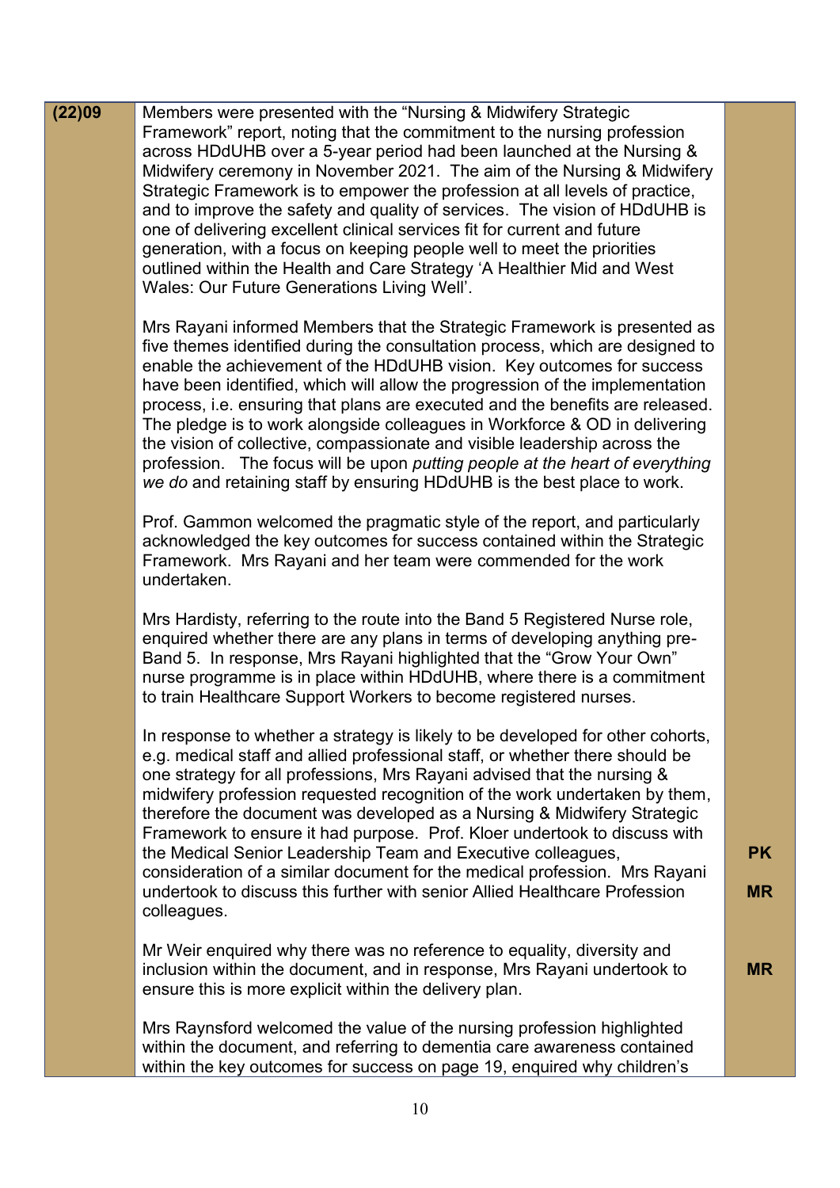| (22)09 | Members were presented with the "Nursing & Midwifery Strategic Framework" report, noting that the commitment to the nursing profession across HDdUHB over a 5-year period had been launched at the Nursing & Midwifery ceremony in November 2021. The aim of the Nursing & Midwifery Strategic Framework is to empower the profession at all levels of practice, and to improve the safety and quality of services. The vision of HDdUHB is one of delivering excellent clinical services fit for current and future generation, with a focus on keeping people well to meet the priorities outlined within the Health and Care Strategy 'A Healthier Mid and West Wales: Our Future Generations Living Well'.<br><br>Mrs Rayani informed Members that the Strategic Framework is presented as five themes identified during the consultation process, which are designed to enable the achievement of the HDdUHB vision. Key outcomes for success have been identified, which will allow the progression of the implementation process, i.e. ensuring that plans are executed and the benefits are released. The pledge is to work alongside colleagues in Workforce & OD in delivering the vision of collective, compassionate and visible leadership across the profession. The focus will be upon *putting people at the heart of everything we do* and retaining staff by ensuring HDdUHB is the best place to work.<br><br>Prof. Gammon welcomed the pragmatic style of the report, and particularly acknowledged the key outcomes for success contained within the Strategic Framework. Mrs Rayani and her team were commended for the work undertaken.<br><br>Mrs Hardisty, referring to the route into the Band 5 Registered Nurse role, enquired whether there are any plans in terms of developing anything pre-Band 5. In response, Mrs Rayani highlighted that the "Grow Your Own" nurse programme is in place within HDdUHB, where there is a commitment to train Healthcare Support Workers to become registered nurses.<br><br>In response to whether a strategy is likely to be developed for other cohorts, e.g. medical staff and allied professional staff, or whether there should be one strategy for all professions, Mrs Rayani advised that the nursing & midwifery profession requested recognition of the work undertaken by them, therefore the document was developed as a Nursing & Midwifery Strategic Framework to ensure it had purpose. Prof. Kloer undertook to discuss with the Medical Senior Leadership Team and Executive colleagues, consideration of a similar document for the medical profession. Mrs Rayani undertook to discuss this further with senior Allied Healthcare Profession colleagues.<br><br>Mr Weir enquired why there was no reference to equality, diversity and inclusion within the document, and in response, Mrs Rayani undertook to ensure this is more explicit within the delivery plan.<br><br>Mrs Raynsford welcomed the value of the nursing profession highlighted within the document, and referring to dementia care awareness contained within the key outcomes for success on page 19, enquired why children's | <br><br><br><br><br><br><br><br><br><br><br><br><br><br><br><br><br><br><br><br><br><br><br><br><br><br><br><br><br><br><br><br><br><br>**PK**<br><br>**MR**<br><br><br>**MR** |
|---|---|---|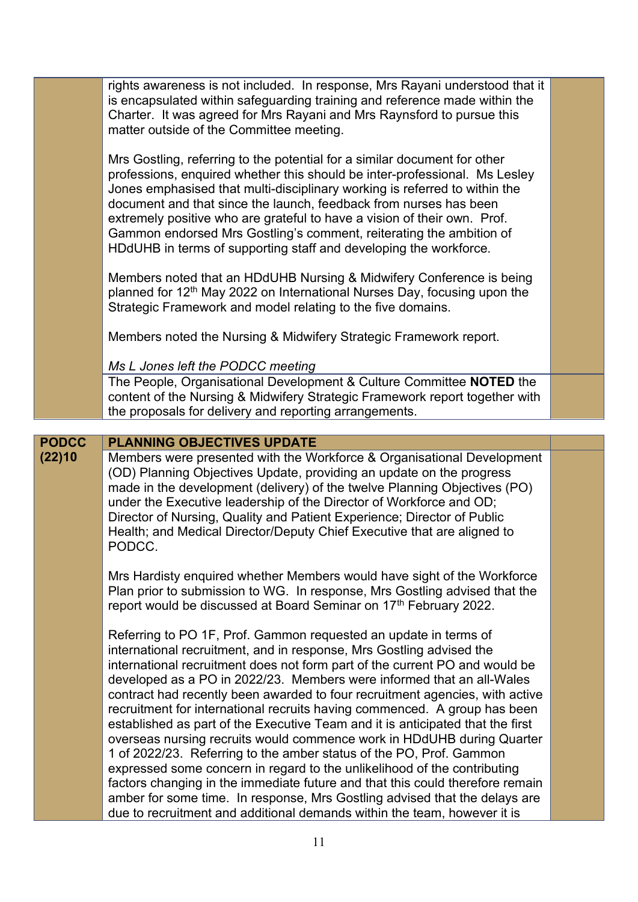| | | |
|---|---|---|
| | rights awareness is not included. In response, Mrs Rayani understood that it is encapsulated within safeguarding training and reference made within the Charter. It was agreed for Mrs Rayani and Mrs Raynsford to pursue this matter outside of the Committee meeting.<br><br>Mrs Gostling, referring to the potential for a similar document for other professions, enquired whether this should be inter-professional. Ms Lesley Jones emphasised that multi-disciplinary working is referred to within the document and that since the launch, feedback from nurses has been extremely positive who are grateful to have a vision of their own. Prof. Gammon endorsed Mrs Gostling's comment, reiterating the ambition of HDdUHB in terms of supporting staff and developing the workforce.<br><br>Members noted that an HDdUHB Nursing & Midwifery Conference is being planned for 12th May 2022 on International Nurses Day, focusing upon the Strategic Framework and model relating to the five domains.<br><br>Members noted the Nursing & Midwifery Strategic Framework report.<br><br>*Ms L Jones left the PODCC meeting* | |
| | The People, Organisational Development & Culture Committee **NOTED** the content of the Nursing & Midwifery Strategic Framework report together with the proposals for delivery and reporting arrangements. | |

| | | |
|---|---|---|
| **PODCC (22)10** | **PLANNING OBJECTIVES UPDATE** | |
| | Members were presented with the Workforce & Organisational Development (OD) Planning Objectives Update, providing an update on the progress made in the development (delivery) of the twelve Planning Objectives (PO) under the Executive leadership of the Director of Workforce and OD; Director of Nursing, Quality and Patient Experience; Director of Public Health; and Medical Director/Deputy Chief Executive that are aligned to PODCC.<br><br>Mrs Hardisty enquired whether Members would have sight of the Workforce Plan prior to submission to WG. In response, Mrs Gostling advised that the report would be discussed at Board Seminar on 17th February 2022.<br><br>Referring to PO 1F, Prof. Gammon requested an update in terms of international recruitment, and in response, Mrs Gostling advised the international recruitment does not form part of the current PO and would be developed as a PO in 2022/23. Members were informed that an all-Wales contract had recently been awarded to four recruitment agencies, with active recruitment for international recruits having commenced. A group has been established as part of the Executive Team and it is anticipated that the first overseas nursing recruits would commence work in HDdUHB during Quarter 1 of 2022/23. Referring to the amber status of the PO, Prof. Gammon expressed some concern in regard to the unlikelihood of the contributing factors changing in the immediate future and that this could therefore remain amber for some time. In response, Mrs Gostling advised that the delays are due to recruitment and additional demands within the team, however it is | |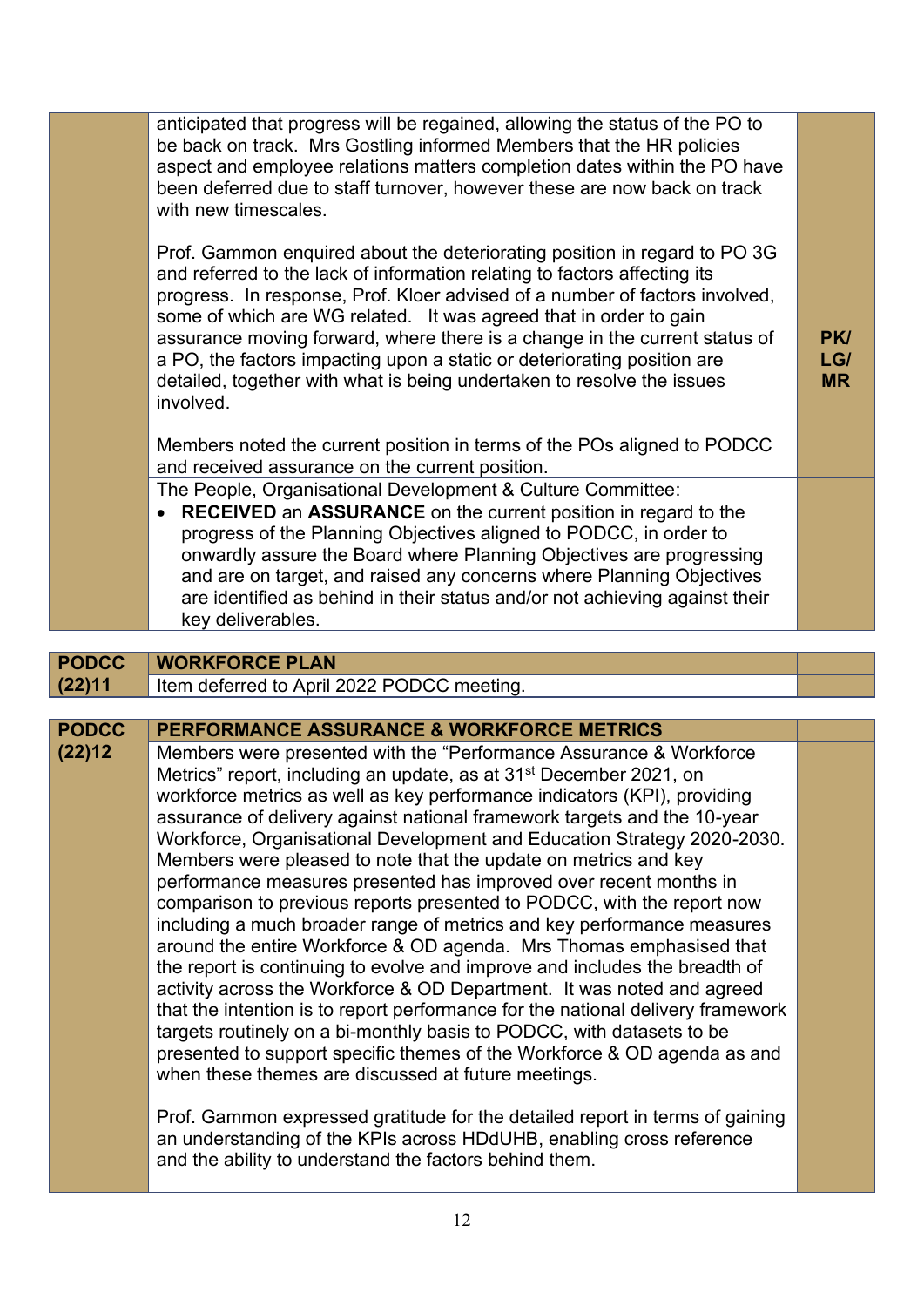| | | |
|---|---|---|
| | anticipated that progress will be regained, allowing the status of the PO to be back on track. Mrs Gostling informed Members that the HR policies aspect and employee relations matters completion dates within the PO have been deferred due to staff turnover, however these are now back on track with new timescales.<br><br>Prof. Gammon enquired about the deteriorating position in regard to PO 3G and referred to the lack of information relating to factors affecting its progress. In response, Prof. Kloer advised of a number of factors involved, some of which are WG related. It was agreed that in order to gain assurance moving forward, where there is a change in the current status of a PO, the factors impacting upon a static or deteriorating position are detailed, together with what is being undertaken to resolve the issues involved.<br><br>Members noted the current position in terms of the POs aligned to PODCC and received assurance on the current position. | **PK/ LG/ MR** |
| | The People, Organisational Development & Culture Committee:<br>• **RECEIVED** an **ASSURANCE** on the current position in regard to the progress of the Planning Objectives aligned to PODCC, in order to onwardly assure the Board where Planning Objectives are progressing and are on target, and raised any concerns where Planning Objectives are identified as behind in their status and/or not achieving against their key deliverables. | |

| | | |
|---|---|---|
| **PODCC (22)11** | **WORKFORCE PLAN** | |
| | Item deferred to April 2022 PODCC meeting. | |

| | | |
|---|---|---|
| **PODCC (22)12** | **PERFORMANCE ASSURANCE & WORKFORCE METRICS** | |
| | Members were presented with the "Performance Assurance & Workforce Metrics" report, including an update, as at 31st December 2021, on workforce metrics as well as key performance indicators (KPI), providing assurance of delivery against national framework targets and the 10-year Workforce, Organisational Development and Education Strategy 2020-2030. Members were pleased to note that the update on metrics and key performance measures presented has improved over recent months in comparison to previous reports presented to PODCC, with the report now including a much broader range of metrics and key performance measures around the entire Workforce & OD agenda. Mrs Thomas emphasised that the report is continuing to evolve and improve and includes the breadth of activity across the Workforce & OD Department. It was noted and agreed that the intention is to report performance for the national delivery framework targets routinely on a bi-monthly basis to PODCC, with datasets to be presented to support specific themes of the Workforce & OD agenda as and when these themes are discussed at future meetings.<br><br>Prof. Gammon expressed gratitude for the detailed report in terms of gaining an understanding of the KPIs across HDdUHB, enabling cross reference and the ability to understand the factors behind them. | |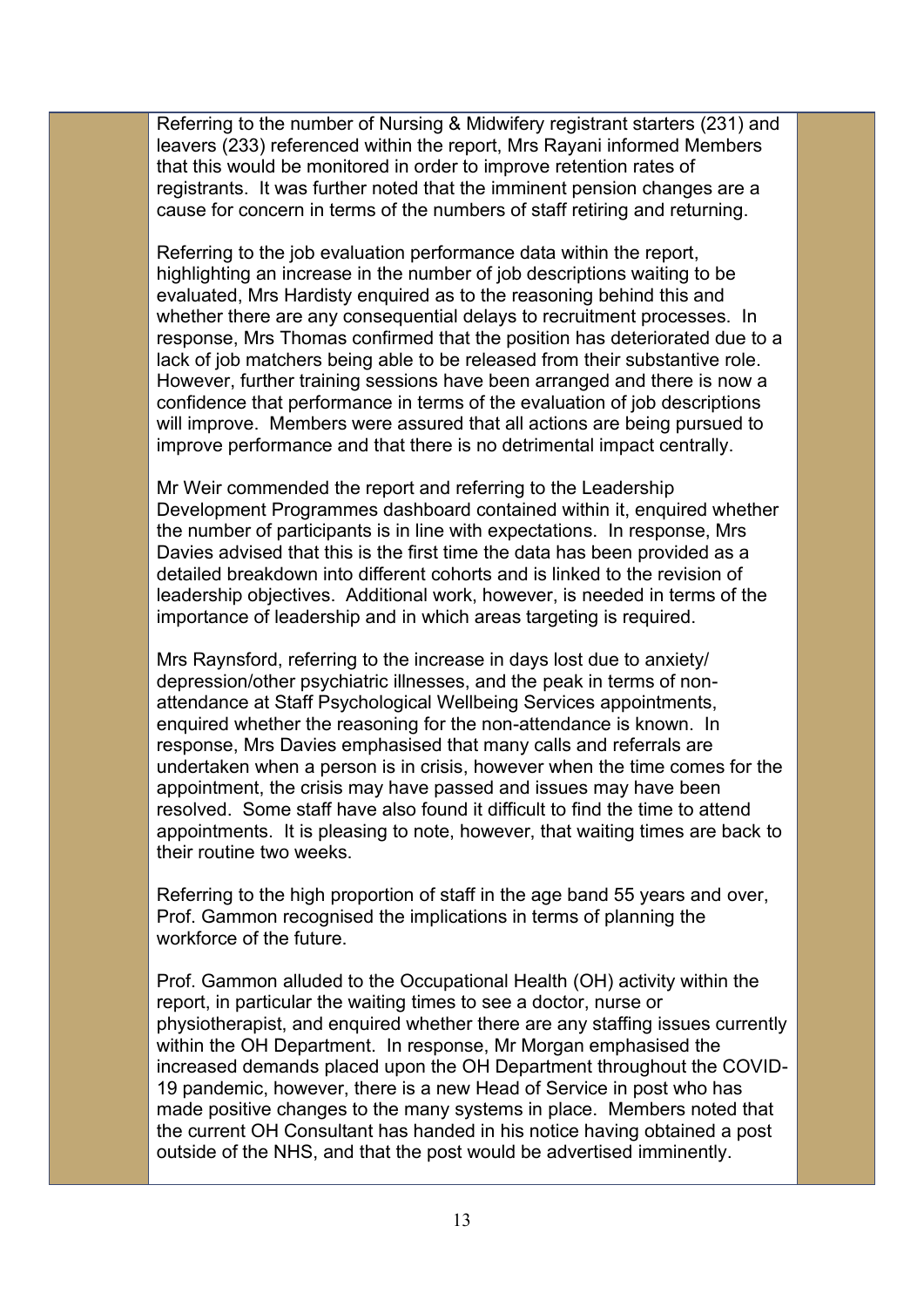Referring to the number of Nursing & Midwifery registrant starters (231) and leavers (233) referenced within the report, Mrs Rayani informed Members that this would be monitored in order to improve retention rates of registrants. It was further noted that the imminent pension changes are a cause for concern in terms of the numbers of staff retiring and returning.

Referring to the job evaluation performance data within the report, highlighting an increase in the number of job descriptions waiting to be evaluated, Mrs Hardisty enquired as to the reasoning behind this and whether there are any consequential delays to recruitment processes. In response, Mrs Thomas confirmed that the position has deteriorated due to a lack of job matchers being able to be released from their substantive role. However, further training sessions have been arranged and there is now a confidence that performance in terms of the evaluation of job descriptions will improve. Members were assured that all actions are being pursued to improve performance and that there is no detrimental impact centrally.

Mr Weir commended the report and referring to the Leadership Development Programmes dashboard contained within it, enquired whether the number of participants is in line with expectations. In response, Mrs Davies advised that this is the first time the data has been provided as a detailed breakdown into different cohorts and is linked to the revision of leadership objectives. Additional work, however, is needed in terms of the importance of leadership and in which areas targeting is required.

Mrs Raynsford, referring to the increase in days lost due to anxiety/ depression/other psychiatric illnesses, and the peak in terms of non-attendance at Staff Psychological Wellbeing Services appointments, enquired whether the reasoning for the non-attendance is known. In response, Mrs Davies emphasised that many calls and referrals are undertaken when a person is in crisis, however when the time comes for the appointment, the crisis may have passed and issues may have been resolved. Some staff have also found it difficult to find the time to attend appointments. It is pleasing to note, however, that waiting times are back to their routine two weeks.

Referring to the high proportion of staff in the age band 55 years and over, Prof. Gammon recognised the implications in terms of planning the workforce of the future.

Prof. Gammon alluded to the Occupational Health (OH) activity within the report, in particular the waiting times to see a doctor, nurse or physiotherapist, and enquired whether there are any staffing issues currently within the OH Department. In response, Mr Morgan emphasised the increased demands placed upon the OH Department throughout the COVID-19 pandemic, however, there is a new Head of Service in post who has made positive changes to the many systems in place. Members noted that the current OH Consultant has handed in his notice having obtained a post outside of the NHS, and that the post would be advertised imminently.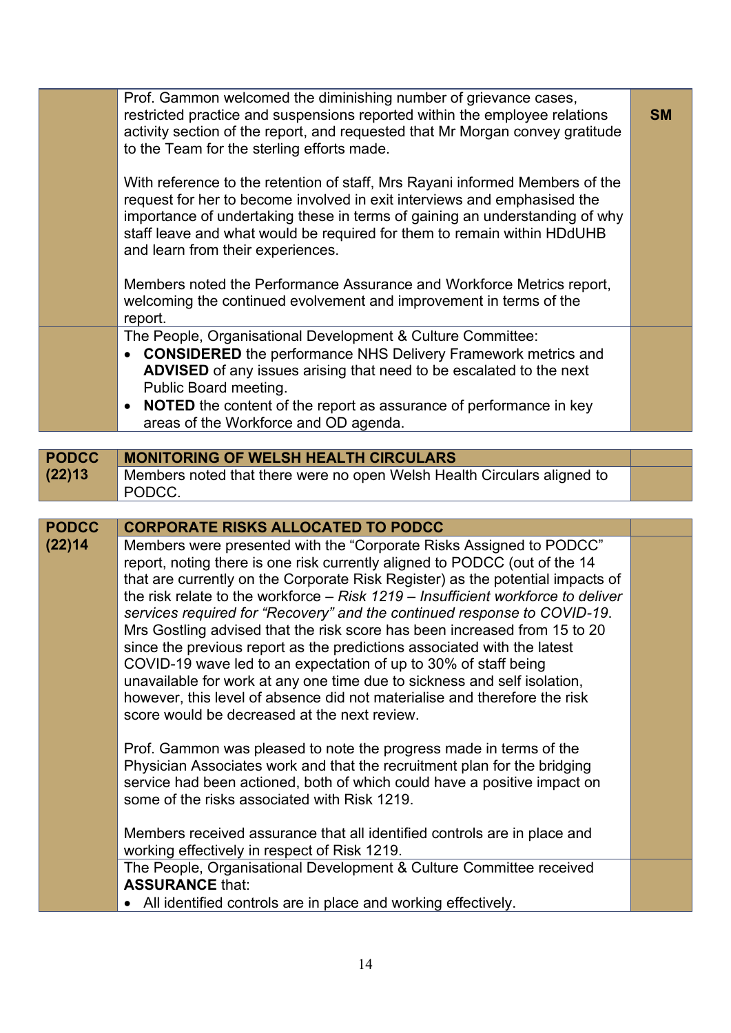| | | |
|---|---|---|
| | Prof. Gammon welcomed the diminishing number of grievance cases, restricted practice and suspensions reported within the employee relations activity section of the report, and requested that Mr Morgan convey gratitude to the Team for the sterling efforts made.<br><br>With reference to the retention of staff, Mrs Rayani informed Members of the request for her to become involved in exit interviews and emphasised the importance of undertaking these in terms of gaining an understanding of why staff leave and what would be required for them to remain within HDdUHB and learn from their experiences.<br><br>Members noted the Performance Assurance and Workforce Metrics report, welcoming the continued evolvement and improvement in terms of the report. | **SM** |
| | The People, Organisational Development & Culture Committee:<br>• **CONSIDERED** the performance NHS Delivery Framework metrics and **ADVISED** of any issues arising that need to be escalated to the next Public Board meeting.<br>• **NOTED** the content of the report as assurance of performance in key areas of the Workforce and OD agenda. | |

| | | |
|---|---|---|
| **PODCC (22)13** | **MONITORING OF WELSH HEALTH CIRCULARS** | |
| | Members noted that there were no open Welsh Health Circulars aligned to PODCC. | |

| | | |
|---|---|---|
| **PODCC (22)14** | **CORPORATE RISKS ALLOCATED TO PODCC** | |
| | Members were presented with the "Corporate Risks Assigned to PODCC" report, noting there is one risk currently aligned to PODCC (out of the 14 that are currently on the Corporate Risk Register) as the potential impacts of the risk relate to the workforce – *Risk 1219 – Insufficient workforce to deliver services required for "Recovery" and the continued response to COVID-19*. Mrs Gostling advised that the risk score has been increased from 15 to 20 since the previous report as the predictions associated with the latest COVID-19 wave led to an expectation of up to 30% of staff being unavailable for work at any one time due to sickness and self isolation, however, this level of absence did not materialise and therefore the risk score would be decreased at the next review.<br><br>Prof. Gammon was pleased to note the progress made in terms of the Physician Associates work and that the recruitment plan for the bridging service had been actioned, both of which could have a positive impact on some of the risks associated with Risk 1219.<br><br>Members received assurance that all identified controls are in place and working effectively in respect of Risk 1219. | |
| | The People, Organisational Development & Culture Committee received **ASSURANCE** that:<br>• All identified controls are in place and working effectively. | |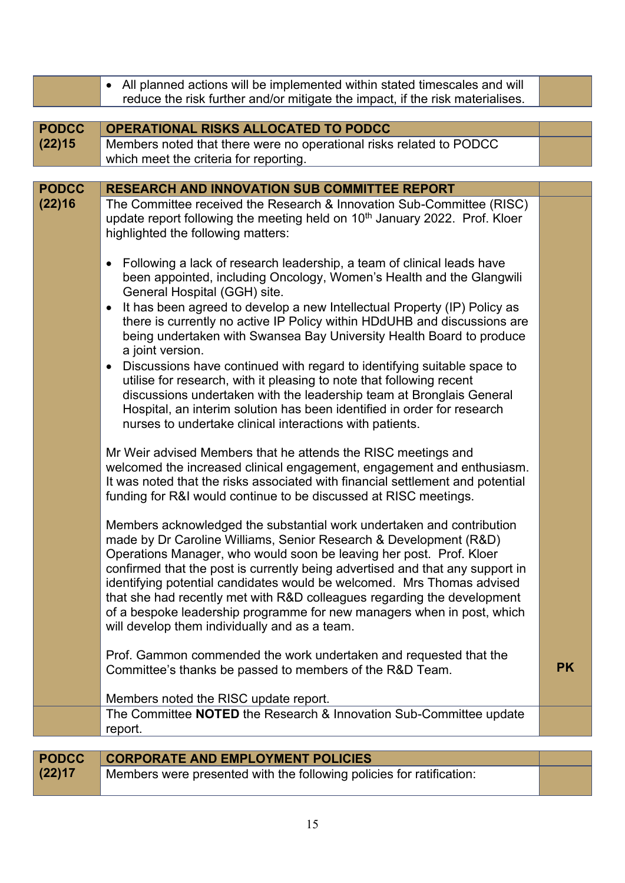| | | |
|---|---|---|
| | • All planned actions will be implemented within stated timescales and will reduce the risk further and/or mitigate the impact, if the risk materialises. | |

| | | |
|---|---|---|
| **PODCC (22)15** | **OPERATIONAL RISKS ALLOCATED TO PODCC** | |
| | Members noted that there were no operational risks related to PODCC which meet the criteria for reporting. | |

| | | |
|---|---|---|
| **PODCC (22)16** | **RESEARCH AND INNOVATION SUB COMMITTEE REPORT** | |
| | The Committee received the Research & Innovation Sub-Committee (RISC) update report following the meeting held on 10th January 2022. Prof. Kloer highlighted the following matters:<br><br>• Following a lack of research leadership, a team of clinical leads have been appointed, including Oncology, Women's Health and the Glangwili General Hospital (GGH) site.<br>• It has been agreed to develop a new Intellectual Property (IP) Policy as there is currently no active IP Policy within HDdUHB and discussions are being undertaken with Swansea Bay University Health Board to produce a joint version.<br>• Discussions have continued with regard to identifying suitable space to utilise for research, with it pleasing to note that following recent discussions undertaken with the leadership team at Bronglais General Hospital, an interim solution has been identified in order for research nurses to undertake clinical interactions with patients.<br><br>Mr Weir advised Members that he attends the RISC meetings and welcomed the increased clinical engagement, engagement and enthusiasm. It was noted that the risks associated with financial settlement and potential funding for R&I would continue to be discussed at RISC meetings.<br><br>Members acknowledged the substantial work undertaken and contribution made by Dr Caroline Williams, Senior Research & Development (R&D) Operations Manager, who would soon be leaving her post. Prof. Kloer confirmed that the post is currently being advertised and that any support in identifying potential candidates would be welcomed. Mrs Thomas advised that she had recently met with R&D colleagues regarding the development of a bespoke leadership programme for new managers when in post, which will develop them individually and as a team.<br><br>Prof. Gammon commended the work undertaken and requested that the Committee's thanks be passed to members of the R&D Team.<br><br>Members noted the RISC update report. | **PK** |
| | The Committee **NOTED** the Research & Innovation Sub-Committee update report. | |

| | | |
|---|---|---|
| **PODCC (22)17** | **CORPORATE AND EMPLOYMENT POLICIES** | |
| | Members were presented with the following policies for ratification: | |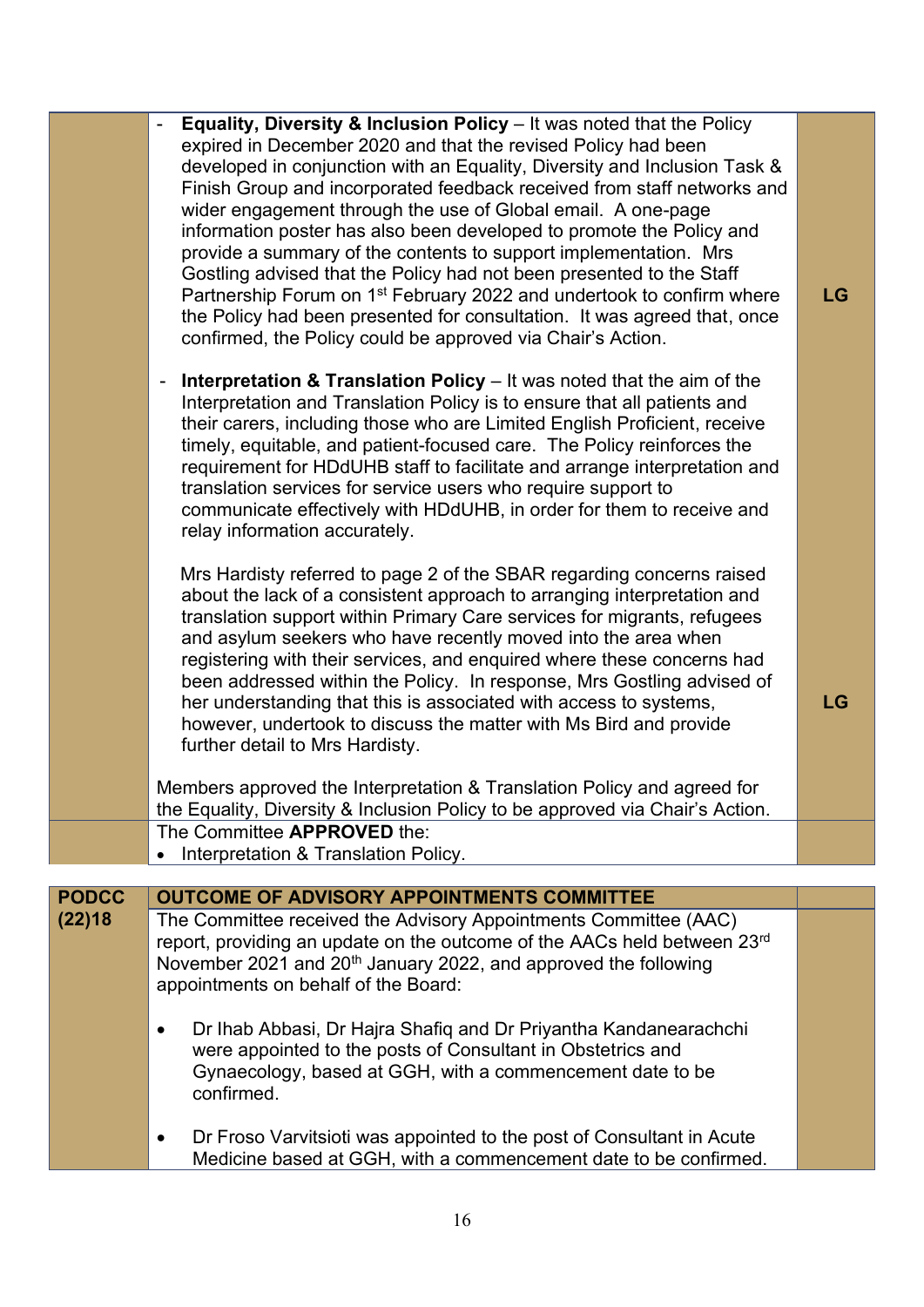| | | |
|---|---|---|
| | - **Equality, Diversity & Inclusion Policy** – It was noted that the Policy expired in December 2020 and that the revised Policy had been developed in conjunction with an Equality, Diversity and Inclusion Task & Finish Group and incorporated feedback received from staff networks and wider engagement through the use of Global email. A one-page information poster has also been developed to promote the Policy and provide a summary of the contents to support implementation. Mrs Gostling advised that the Policy had not been presented to the Staff Partnership Forum on 1st February 2022 and undertook to confirm where the Policy had been presented for consultation. It was agreed that, once confirmed, the Policy could be approved via Chair's Action.<br><br>- **Interpretation & Translation Policy** – It was noted that the aim of the Interpretation and Translation Policy is to ensure that all patients and their carers, including those who are Limited English Proficient, receive timely, equitable, and patient-focused care. The Policy reinforces the requirement for HDdUHB staff to facilitate and arrange interpretation and translation services for service users who require support to communicate effectively with HDdUHB, in order for them to receive and relay information accurately.<br><br>Mrs Hardisty referred to page 2 of the SBAR regarding concerns raised about the lack of a consistent approach to arranging interpretation and translation support within Primary Care services for migrants, refugees and asylum seekers who have recently moved into the area when registering with their services, and enquired where these concerns had been addressed within the Policy. In response, Mrs Gostling advised of her understanding that this is associated with access to systems, however, undertook to discuss the matter with Ms Bird and provide further detail to Mrs Hardisty.<br><br>Members approved the Interpretation & Translation Policy and agreed for the Equality, Diversity & Inclusion Policy to be approved via Chair's Action. | LG<br><br><br><br>LG |
| | The Committee **APPROVED** the:<br>• Interpretation & Translation Policy. | |

| | | |
|---|---|---|
| **PODCC (22)18** | **OUTCOME OF ADVISORY APPOINTMENTS COMMITTEE** | |
| | The Committee received the Advisory Appointments Committee (AAC) report, providing an update on the outcome of the AACs held between 23rd November 2021 and 20th January 2022, and approved the following appointments on behalf of the Board:<br><br>• Dr Ihab Abbasi, Dr Hajra Shafiq and Dr Priyantha Kandanearachchi were appointed to the posts of Consultant in Obstetrics and Gynaecology, based at GGH, with a commencement date to be confirmed.<br><br>• Dr Froso Varvitsioti was appointed to the post of Consultant in Acute Medicine based at GGH, with a commencement date to be confirmed. | |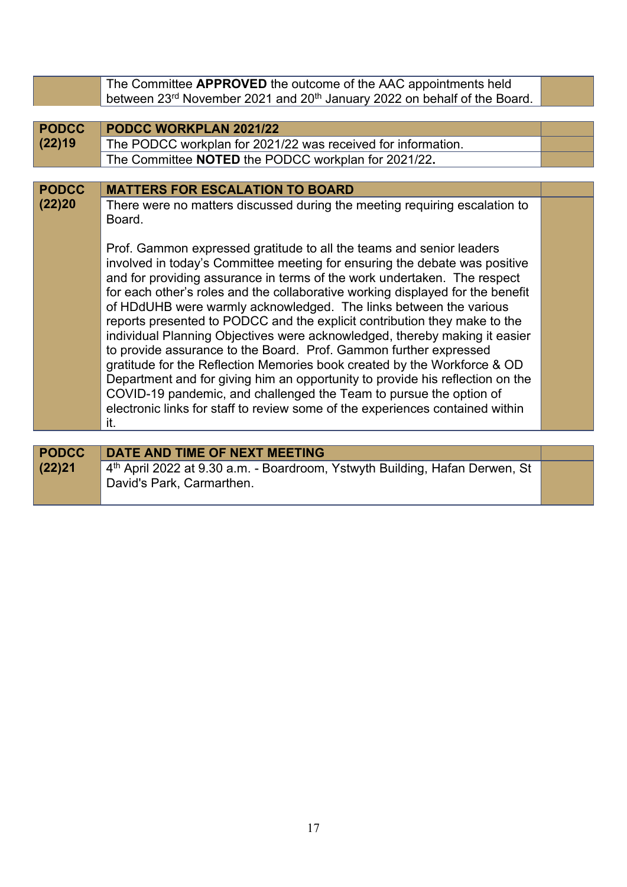| | | |
|---|---|---|
| | The Committee **APPROVED** the outcome of the AAC appointments held between 23rd November 2021 and 20th January 2022 on behalf of the Board. | |

| | | |
|---|---|---|
| **PODCC (22)19** | **PODCC WORKPLAN 2021/22** | |
| | The PODCC workplan for 2021/22 was received for information. | |
| | The Committee **NOTED** the PODCC workplan for 2021/22**.** | |

| | | |
|---|---|---|
| **PODCC (22)20** | **MATTERS FOR ESCALATION TO BOARD** | |
| | There were no matters discussed during the meeting requiring escalation to Board.<br><br>Prof. Gammon expressed gratitude to all the teams and senior leaders involved in today's Committee meeting for ensuring the debate was positive and for providing assurance in terms of the work undertaken. The respect for each other's roles and the collaborative working displayed for the benefit of HDdUHB were warmly acknowledged. The links between the various reports presented to PODCC and the explicit contribution they make to the individual Planning Objectives were acknowledged, thereby making it easier to provide assurance to the Board. Prof. Gammon further expressed gratitude for the Reflection Memories book created by the Workforce & OD Department and for giving him an opportunity to provide his reflection on the COVID-19 pandemic, and challenged the Team to pursue the option of electronic links for staff to review some of the experiences contained within it. | |

| | | |
|---|---|---|
| **PODCC (22)21** | **DATE AND TIME OF NEXT MEETING** | |
| | 4th April 2022 at 9.30 a.m. - Boardroom, Ystwyth Building, Hafan Derwen, St David's Park, Carmarthen. | |